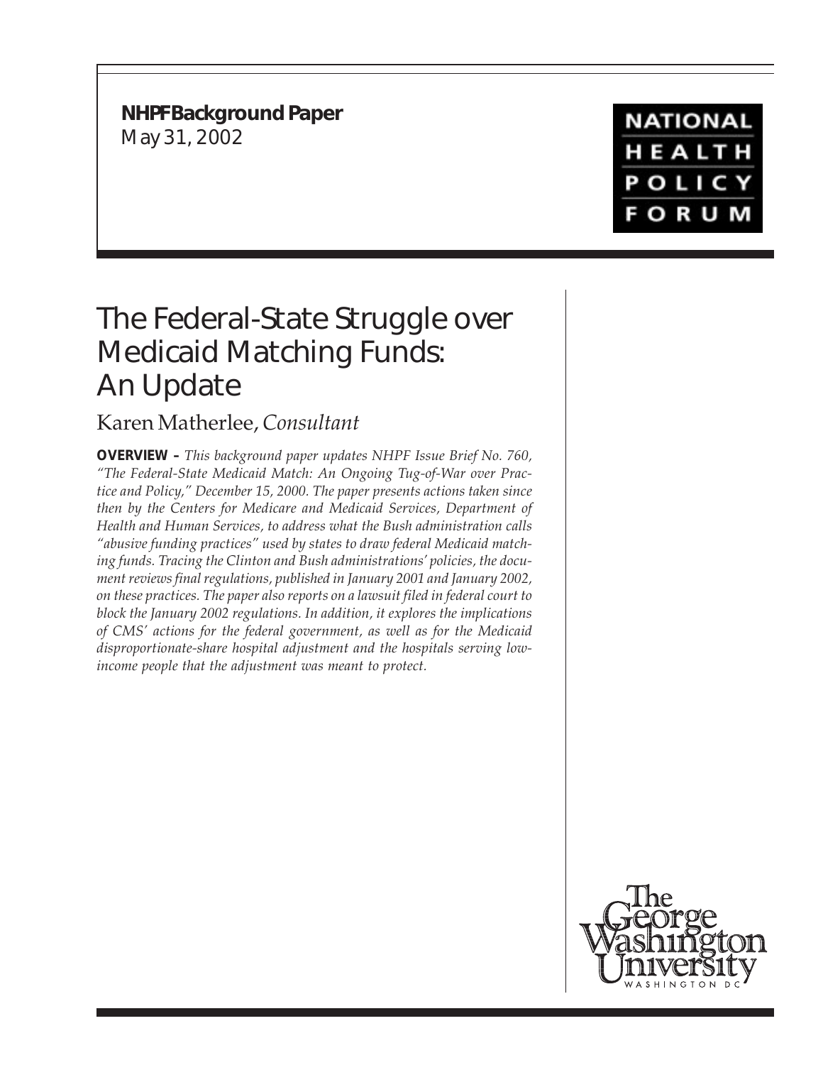**NHPF Background Paper**
May 31, 2002

NATIONAL HEALTH POLICY FORUM

# The Federal-State Struggle over Medicaid Matching Funds: An Update

Karen Matherlee, *Consultant*

**OVERVIEW –** *This background paper updates NHPF Issue Brief No. 760, "The Federal-State Medicaid Match: An Ongoing Tug-of-War over Practice and Policy," December 15, 2000. The paper presents actions taken since then by the Centers for Medicare and Medicaid Services, Department of Health and Human Services, to address what the Bush administration calls "abusive funding practices" used by states to draw federal Medicaid matching funds. Tracing the Clinton and Bush administrations' policies, the document reviews final regulations, published in January 2001 and January 2002, on these practices. The paper also reports on a lawsuit filed in federal court to block the January 2002 regulations. In addition, it explores the implications of CMS' actions for the federal government, as well as for the Medicaid disproportionate-share hospital adjustment and the hospitals serving low-income people that the adjustment was meant to protect.*

The George Washington University
WASHINGTON DC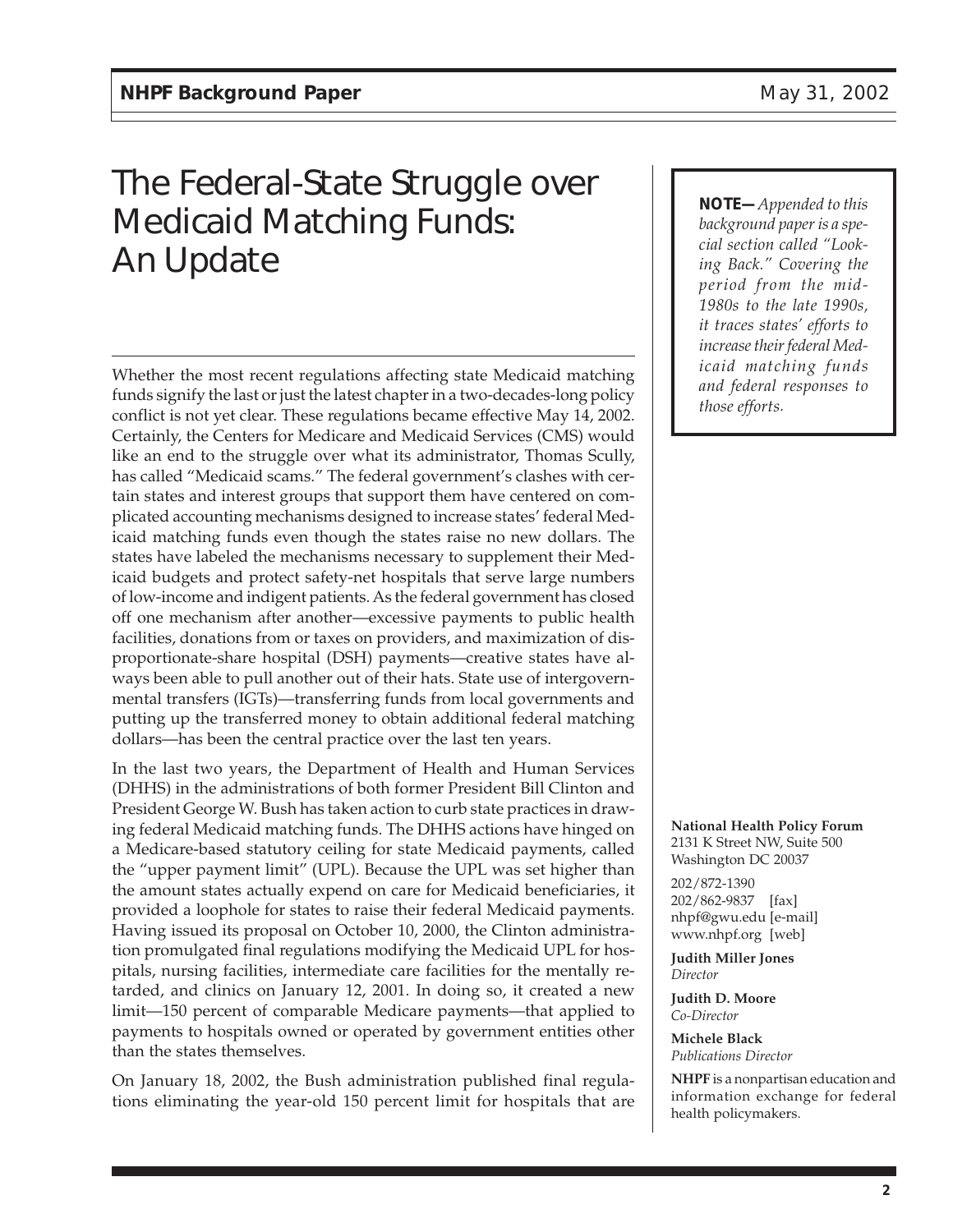# The Federal-State Struggle over Medicaid Matching Funds: An Update

**NOTE—** *Appended to this background paper is a special section called "Looking Back." Covering the period from the mid-1980s to the late 1990s, it traces states' efforts to increase their federal Medicaid matching funds and federal responses to those efforts.*

Whether the most recent regulations affecting state Medicaid matching funds signify the last or just the latest chapter in a two-decades-long policy conflict is not yet clear. These regulations became effective May 14, 2002. Certainly, the Centers for Medicare and Medicaid Services (CMS) would like an end to the struggle over what its administrator, Thomas Scully, has called "Medicaid scams." The federal government's clashes with certain states and interest groups that support them have centered on complicated accounting mechanisms designed to increase states' federal Medicaid matching funds even though the states raise no new dollars. The states have labeled the mechanisms necessary to supplement their Medicaid budgets and protect safety-net hospitals that serve large numbers of low-income and indigent patients. As the federal government has closed off one mechanism after another—excessive payments to public health facilities, donations from or taxes on providers, and maximization of disproportionate-share hospital (DSH) payments—creative states have always been able to pull another out of their hats. State use of intergovernmental transfers (IGTs)—transferring funds from local governments and putting up the transferred money to obtain additional federal matching dollars—has been the central practice over the last ten years.

In the last two years, the Department of Health and Human Services (DHHS) in the administrations of both former President Bill Clinton and President George W. Bush has taken action to curb state practices in drawing federal Medicaid matching funds. The DHHS actions have hinged on a Medicare-based statutory ceiling for state Medicaid payments, called the "upper payment limit" (UPL). Because the UPL was set higher than the amount states actually expend on care for Medicaid beneficiaries, it provided a loophole for states to raise their federal Medicaid payments. Having issued its proposal on October 10, 2000, the Clinton administration promulgated final regulations modifying the Medicaid UPL for hospitals, nursing facilities, intermediate care facilities for the mentally retarded, and clinics on January 12, 2001. In doing so, it created a new limit—150 percent of comparable Medicare payments—that applied to payments to hospitals owned or operated by government entities other than the states themselves.

On January 18, 2002, the Bush administration published final regulations eliminating the year-old 150 percent limit for hospitals that are

**National Health Policy Forum**
2131 K Street NW, Suite 500
Washington DC 20037

202/872-1390
202/862-9837 [fax]
nhpf@gwu.edu [e-mail]
www.nhpf.org [web]

**Judith Miller Jones**
*Director*

**Judith D. Moore**
*Co-Director*

**Michele Black**
*Publications Director*

**NHPF** is a nonpartisan education and information exchange for federal health policymakers.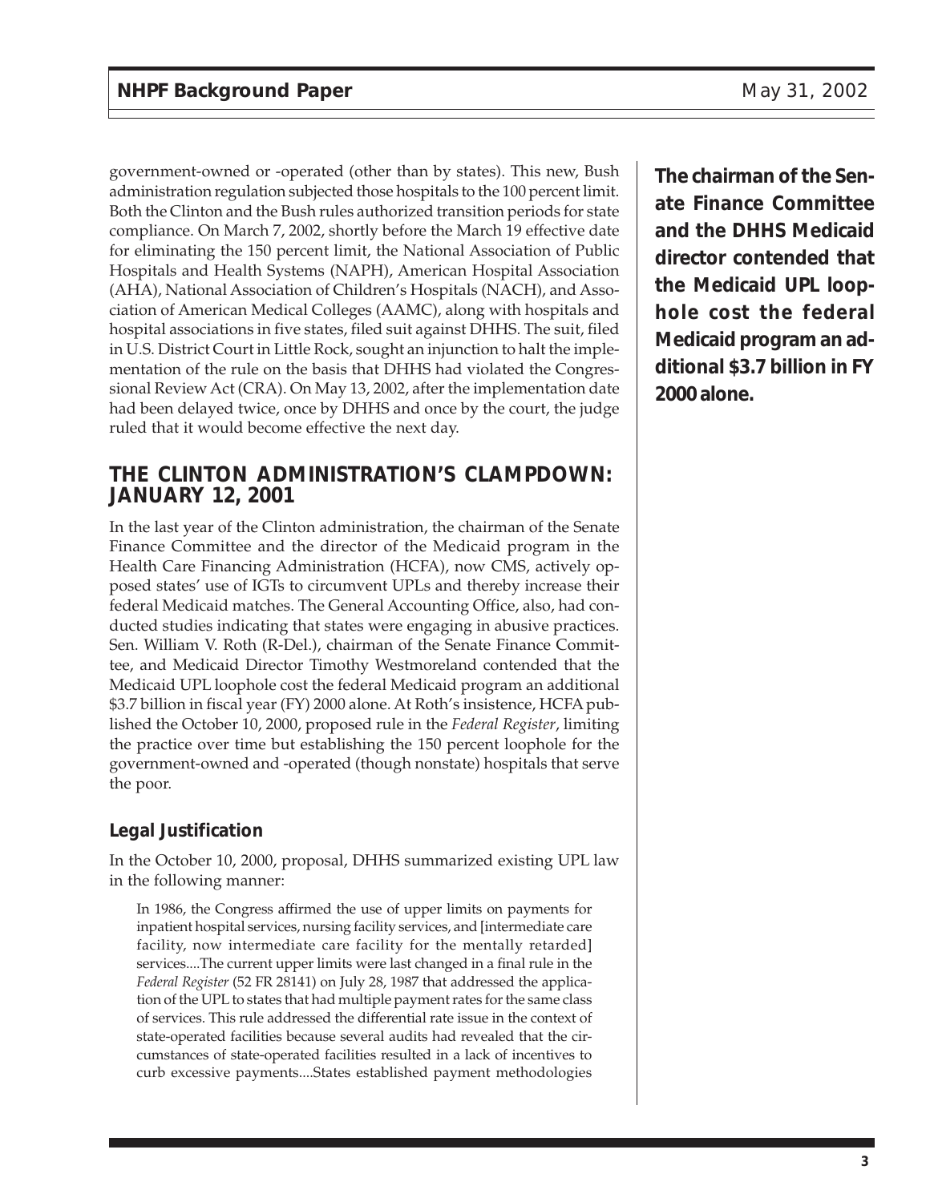government-owned or -operated (other than by states). This new, Bush administration regulation subjected those hospitals to the 100 percent limit. Both the Clinton and the Bush rules authorized transition periods for state compliance. On March 7, 2002, shortly before the March 19 effective date for eliminating the 150 percent limit, the National Association of Public Hospitals and Health Systems (NAPH), American Hospital Association (AHA), National Association of Children's Hospitals (NACH), and Association of American Medical Colleges (AAMC), along with hospitals and hospital associations in five states, filed suit against DHHS. The suit, filed in U.S. District Court in Little Rock, sought an injunction to halt the implementation of the rule on the basis that DHHS had violated the Congressional Review Act (CRA). On May 13, 2002, after the implementation date had been delayed twice, once by DHHS and once by the court, the judge ruled that it would become effective the next day.

**The chairman of the Senate Finance Committee and the DHHS Medicaid director contended that the Medicaid UPL loophole cost the federal Medicaid program an additional $3.7 billion in FY 2000 alone.**

## THE CLINTON ADMINISTRATION'S CLAMPDOWN: JANUARY 12, 2001

In the last year of the Clinton administration, the chairman of the Senate Finance Committee and the director of the Medicaid program in the Health Care Financing Administration (HCFA), now CMS, actively opposed states' use of IGTs to circumvent UPLs and thereby increase their federal Medicaid matches. The General Accounting Office, also, had conducted studies indicating that states were engaging in abusive practices. Sen. William V. Roth (R-Del.), chairman of the Senate Finance Committee, and Medicaid Director Timothy Westmoreland contended that the Medicaid UPL loophole cost the federal Medicaid program an additional $3.7 billion in fiscal year (FY) 2000 alone. At Roth's insistence, HCFA published the October 10, 2000, proposed rule in the *Federal Register*, limiting the practice over time but establishing the 150 percent loophole for the government-owned and -operated (though nonstate) hospitals that serve the poor.

### Legal Justification

In the October 10, 2000, proposal, DHHS summarized existing UPL law in the following manner:

> In 1986, the Congress affirmed the use of upper limits on payments for inpatient hospital services, nursing facility services, and [intermediate care facility, now intermediate care facility for the mentally retarded] services....The current upper limits were last changed in a final rule in the *Federal Register* (52 FR 28141) on July 28, 1987 that addressed the application of the UPL to states that had multiple payment rates for the same class of services. This rule addressed the differential rate issue in the context of state-operated facilities because several audits had revealed that the circumstances of state-operated facilities resulted in a lack of incentives to curb excessive payments....States established payment methodologies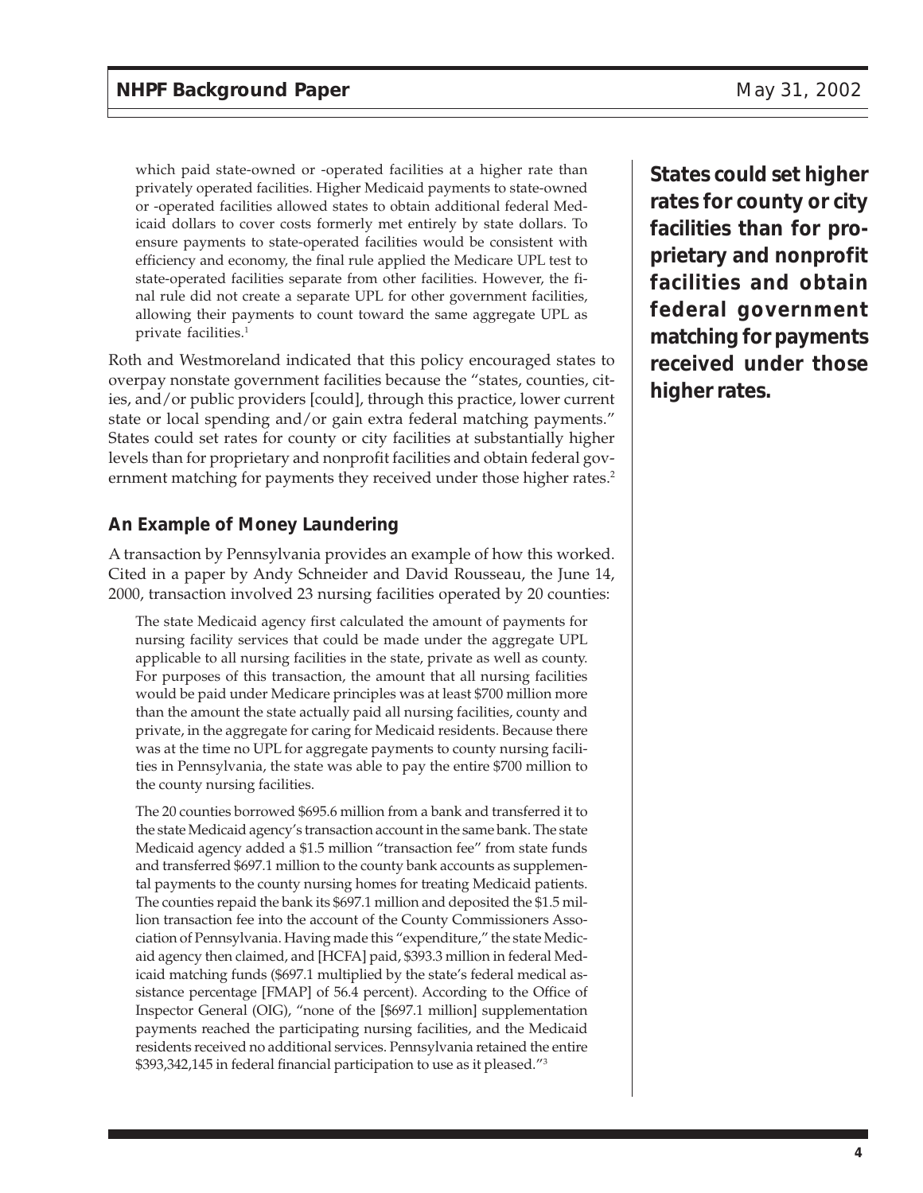> which paid state-owned or -operated facilities at a higher rate than privately operated facilities. Higher Medicaid payments to state-owned or -operated facilities allowed states to obtain additional federal Medicaid dollars to cover costs formerly met entirely by state dollars. To ensure payments to state-operated facilities would be consistent with efficiency and economy, the final rule applied the Medicare UPL test to state-operated facilities separate from other facilities. However, the final rule did not create a separate UPL for other government facilities, allowing their payments to count toward the same aggregate UPL as private facilities.[1]

Roth and Westmoreland indicated that this policy encouraged states to overpay nonstate government facilities because the "states, counties, cities, and/or public providers [could], through this practice, lower current state or local spending and/or gain extra federal matching payments." States could set rates for county or city facilities at substantially higher levels than for proprietary and nonprofit facilities and obtain federal government matching for payments they received under those higher rates.[2]

**States could set higher rates for county or city facilities than for proprietary and nonprofit facilities and obtain federal government matching for payments received under those higher rates.**

### An Example of Money Laundering

A transaction by Pennsylvania provides an example of how this worked. Cited in a paper by Andy Schneider and David Rousseau, the June 14, 2000, transaction involved 23 nursing facilities operated by 20 counties:

> The state Medicaid agency first calculated the amount of payments for nursing facility services that could be made under the aggregate UPL applicable to all nursing facilities in the state, private as well as county. For purposes of this transaction, the amount that all nursing facilities would be paid under Medicare principles was at least $700 million more than the amount the state actually paid all nursing facilities, county and private, in the aggregate for caring for Medicaid residents. Because there was at the time no UPL for aggregate payments to county nursing facilities in Pennsylvania, the state was able to pay the entire $700 million to the county nursing facilities.
>
> The 20 counties borrowed $695.6 million from a bank and transferred it to the state Medicaid agency's transaction account in the same bank. The state Medicaid agency added a $1.5 million "transaction fee" from state funds and transferred $697.1 million to the county bank accounts as supplemental payments to the county nursing homes for treating Medicaid patients. The counties repaid the bank its $697.1 million and deposited the $1.5 million transaction fee into the account of the County Commissioners Association of Pennsylvania. Having made this "expenditure," the state Medicaid agency then claimed, and [HCFA] paid, $393.3 million in federal Medicaid matching funds ($697.1 multiplied by the state's federal medical assistance percentage [FMAP] of 56.4 percent). According to the Office of Inspector General (OIG), "none of the [$697.1 million] supplementation payments reached the participating nursing facilities, and the Medicaid residents received no additional services. Pennsylvania retained the entire $393,342,145 in federal financial participation to use as it pleased."[3]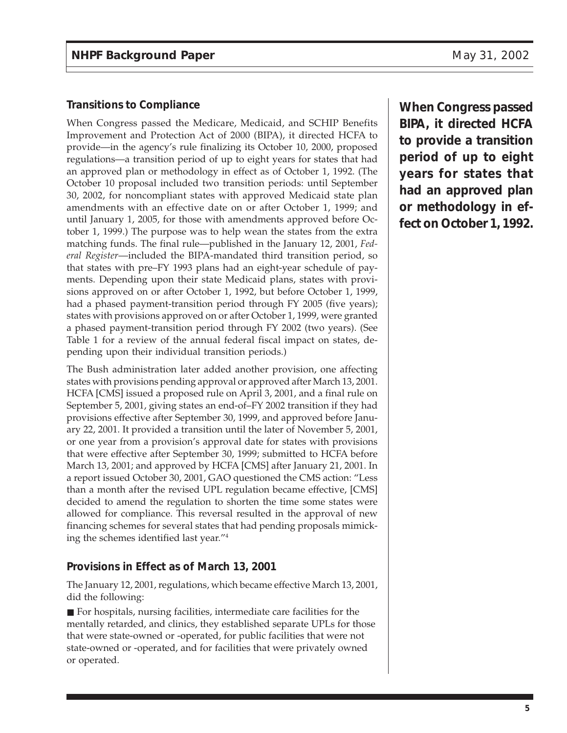### Transitions to Compliance

When Congress passed the Medicare, Medicaid, and SCHIP Benefits Improvement and Protection Act of 2000 (BIPA), it directed HCFA to provide—in the agency's rule finalizing its October 10, 2000, proposed regulations—a transition period of up to eight years for states that had an approved plan or methodology in effect as of October 1, 1992. (The October 10 proposal included two transition periods: until September 30, 2002, for noncompliant states with approved Medicaid state plan amendments with an effective date on or after October 1, 1999; and until January 1, 2005, for those with amendments approved before October 1, 1999.) The purpose was to help wean the states from the extra matching funds. The final rule—published in the January 12, 2001, *Federal Register*—included the BIPA-mandated third transition period, so that states with pre–FY 1993 plans had an eight-year schedule of payments. Depending upon their state Medicaid plans, states with provisions approved on or after October 1, 1992, but before October 1, 1999, had a phased payment-transition period through FY 2005 (five years); states with provisions approved on or after October 1, 1999, were granted a phased payment-transition period through FY 2002 (two years). (See Table 1 for a review of the annual federal fiscal impact on states, depending upon their individual transition periods.)

**When Congress passed BIPA, it directed HCFA to provide a transition period of up to eight years for states that had an approved plan or methodology in effect on October 1, 1992.**

The Bush administration later added another provision, one affecting states with provisions pending approval or approved after March 13, 2001. HCFA [CMS] issued a proposed rule on April 3, 2001, and a final rule on September 5, 2001, giving states an end-of–FY 2002 transition if they had provisions effective after September 30, 1999, and approved before January 22, 2001. It provided a transition until the later of November 5, 2001, or one year from a provision's approval date for states with provisions that were effective after September 30, 1999; submitted to HCFA before March 13, 2001; and approved by HCFA [CMS] after January 21, 2001. In a report issued October 30, 2001, GAO questioned the CMS action: "Less than a month after the revised UPL regulation became effective, [CMS] decided to amend the regulation to shorten the time some states were allowed for compliance. This reversal resulted in the approval of new financing schemes for several states that had pending proposals mimicking the schemes identified last year."[4]

### Provisions in Effect as of March 13, 2001

The January 12, 2001, regulations, which became effective March 13, 2001, did the following:

- For hospitals, nursing facilities, intermediate care facilities for the mentally retarded, and clinics, they established separate UPLs for those that were state-owned or -operated, for public facilities that were not state-owned or -operated, and for facilities that were privately owned or operated.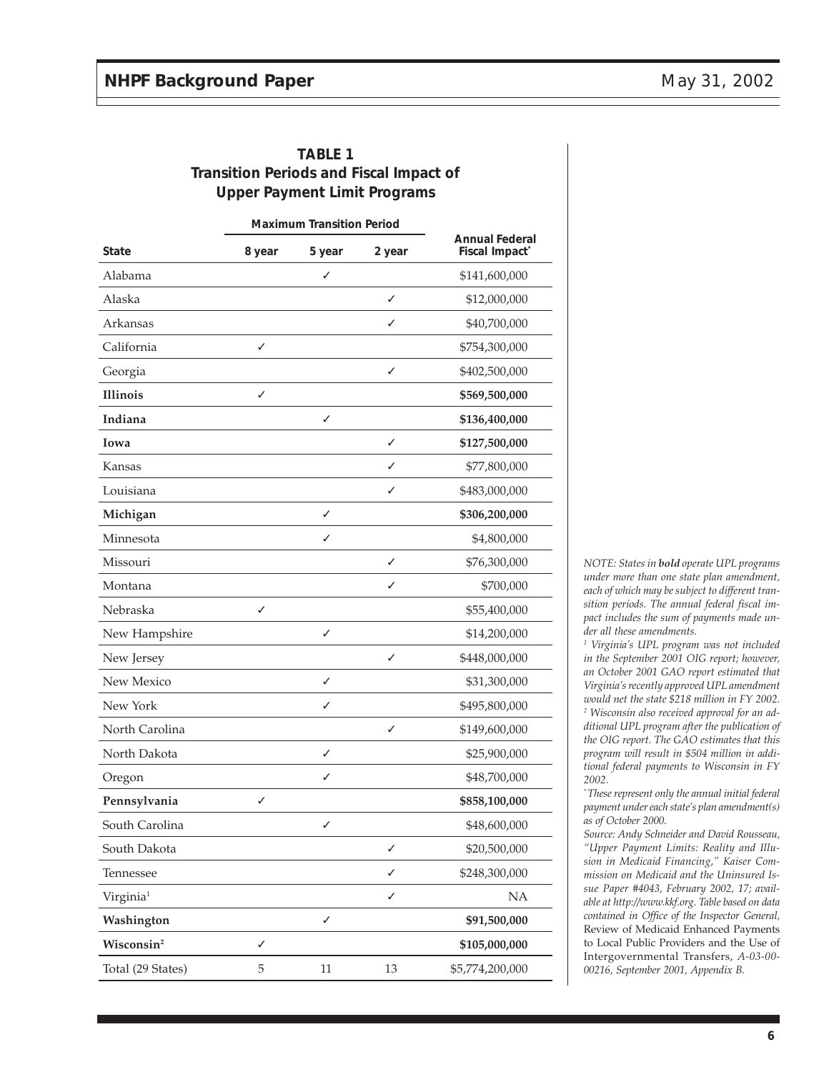# TABLE 1
## Transition Periods and Fiscal Impact of Upper Payment Limit Programs

| State | Maximum Transition Period | | | Annual Federal Fiscal Impact* |
|---|---|---|---|---|
| | 8 year | 5 year | 2 year | |
| Alabama | | ✓ | | $141,600,000 |
| Alaska | | | ✓ | $12,000,000 |
| Arkansas | | | ✓ | $40,700,000 |
| California | ✓ | | | $754,300,000 |
| Georgia | | | ✓ | $402,500,000 |
| **Illinois** | ✓ | | | **$569,500,000** |
| **Indiana** | | ✓ | | **$136,400,000** |
| **Iowa** | | | ✓ | **$127,500,000** |
| Kansas | | | ✓ | $77,800,000 |
| Louisiana | | | ✓ | $483,000,000 |
| **Michigan** | | ✓ | | **$306,200,000** |
| Minnesota | | ✓ | | $4,800,000 |
| Missouri | | | ✓ | $76,300,000 |
| Montana | | | ✓ | $700,000 |
| Nebraska | ✓ | | | $55,400,000 |
| New Hampshire | | ✓ | | $14,200,000 |
| New Jersey | | | ✓ | $448,000,000 |
| New Mexico | | ✓ | | $31,300,000 |
| New York | | ✓ | | $495,800,000 |
| North Carolina | | | ✓ | $149,600,000 |
| North Dakota | | ✓ | | $25,900,000 |
| Oregon | | ✓ | | $48,700,000 |
| **Pennsylvania** | ✓ | | | **$858,100,000** |
| South Carolina | | ✓ | | $48,600,000 |
| South Dakota | | | ✓ | $20,500,000 |
| Tennessee | | | ✓ | $248,300,000 |
| Virginia[1] | | | ✓ | NA |
| **Washington** | | ✓ | | **$91,500,000** |
| **Wisconsin[2]** | ✓ | | | **$105,000,000** |
| Total (29 States) | 5 | 11 | 13 | $5,774,200,000 |

*NOTE: States in **bold** operate UPL programs under more than one state plan amendment, each of which may be subject to different transition periods. The annual federal fiscal impact includes the sum of payments made under all these amendments.*

*[1] Virginia's UPL program was not included in the September 2001 OIG report; however, an October 2001 GAO report estimated that Virginia's recently approved UPL amendment would net the state $218 million in FY 2002.*

*[2] Wisconsin also received approval for an additional UPL program after the publication of the OIG report. The GAO estimates that this program will result in $504 million in additional federal payments to Wisconsin in FY 2002.*

*\* These represent only the annual initial federal payment under each state's plan amendment(s) as of October 2000.*

*Source: Andy Schneider and David Rousseau, "Upper Payment Limits: Reality and Illusion in Medicaid Financing," Kaiser Commission on Medicaid and the Uninsured Issue Paper #4043, February 2002, 17; available at http://www.kkf.org. Table based on data contained in Office of the Inspector General,* Review of Medicaid Enhanced Payments to Local Public Providers and the Use of Intergovernmental Transfers, *A-03-00-00216, September 2001, Appendix B.*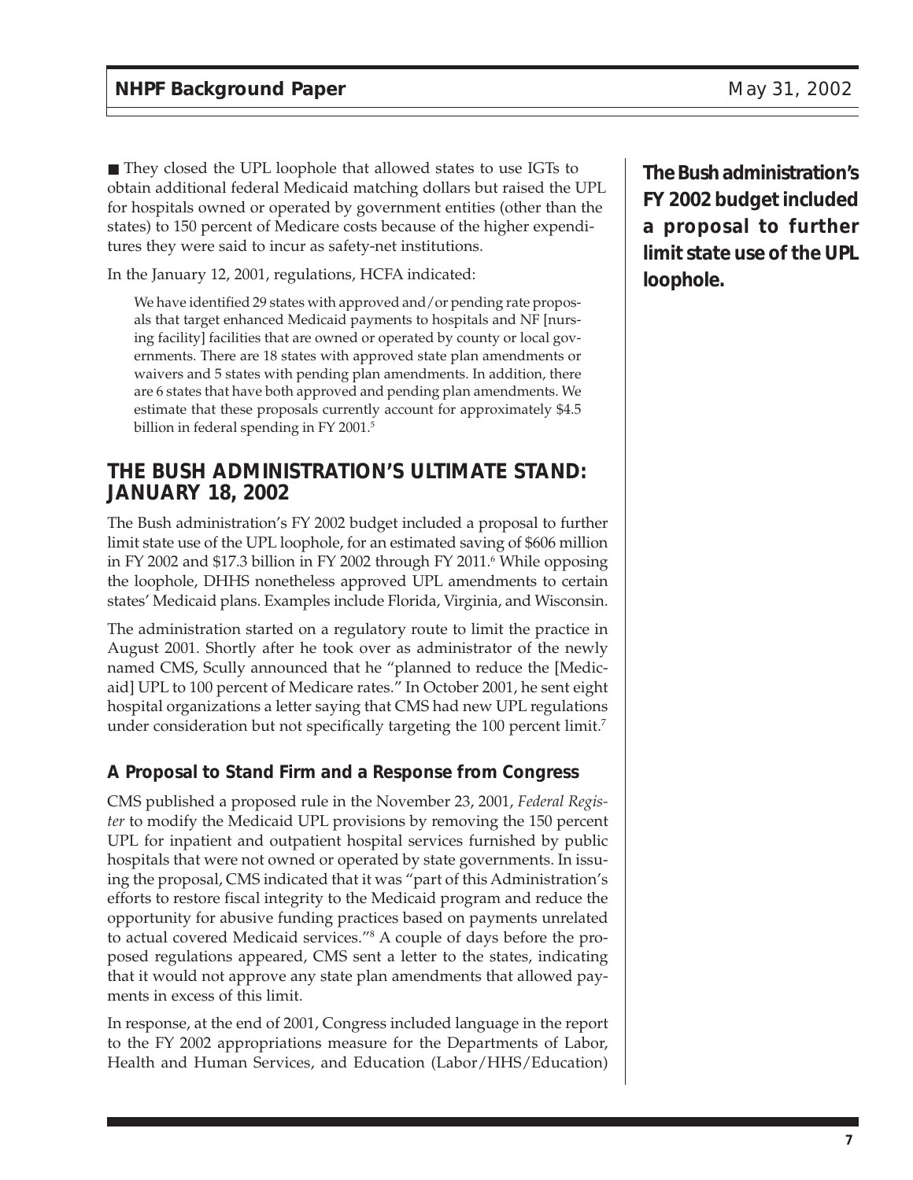■ They closed the UPL loophole that allowed states to use IGTs to obtain additional federal Medicaid matching dollars but raised the UPL for hospitals owned or operated by government entities (other than the states) to 150 percent of Medicare costs because of the higher expenditures they were said to incur as safety-net institutions.

In the January 12, 2001, regulations, HCFA indicated:

> We have identified 29 states with approved and/or pending rate proposals that target enhanced Medicaid payments to hospitals and NF [nursing facility] facilities that are owned or operated by county or local governments. There are 18 states with approved state plan amendments or waivers and 5 states with pending plan amendments. In addition, there are 6 states that have both approved and pending plan amendments. We estimate that these proposals currently account for approximately $4.5 billion in federal spending in FY 2001.[5]

**The Bush administration's FY 2002 budget included a proposal to further limit state use of the UPL loophole.**

## THE BUSH ADMINISTRATION'S ULTIMATE STAND: JANUARY 18, 2002

The Bush administration's FY 2002 budget included a proposal to further limit state use of the UPL loophole, for an estimated saving of $606 million in FY 2002 and $17.3 billion in FY 2002 through FY 2011.[6] While opposing the loophole, DHHS nonetheless approved UPL amendments to certain states' Medicaid plans. Examples include Florida, Virginia, and Wisconsin.

The administration started on a regulatory route to limit the practice in August 2001. Shortly after he took over as administrator of the newly named CMS, Scully announced that he "planned to reduce the [Medicaid] UPL to 100 percent of Medicare rates." In October 2001, he sent eight hospital organizations a letter saying that CMS had new UPL regulations under consideration but not specifically targeting the 100 percent limit.[7]

### A Proposal to Stand Firm and a Response from Congress

CMS published a proposed rule in the November 23, 2001, *Federal Register* to modify the Medicaid UPL provisions by removing the 150 percent UPL for inpatient and outpatient hospital services furnished by public hospitals that were not owned or operated by state governments. In issuing the proposal, CMS indicated that it was "part of this Administration's efforts to restore fiscal integrity to the Medicaid program and reduce the opportunity for abusive funding practices based on payments unrelated to actual covered Medicaid services."[8] A couple of days before the proposed regulations appeared, CMS sent a letter to the states, indicating that it would not approve any state plan amendments that allowed payments in excess of this limit.

In response, at the end of 2001, Congress included language in the report to the FY 2002 appropriations measure for the Departments of Labor, Health and Human Services, and Education (Labor/HHS/Education)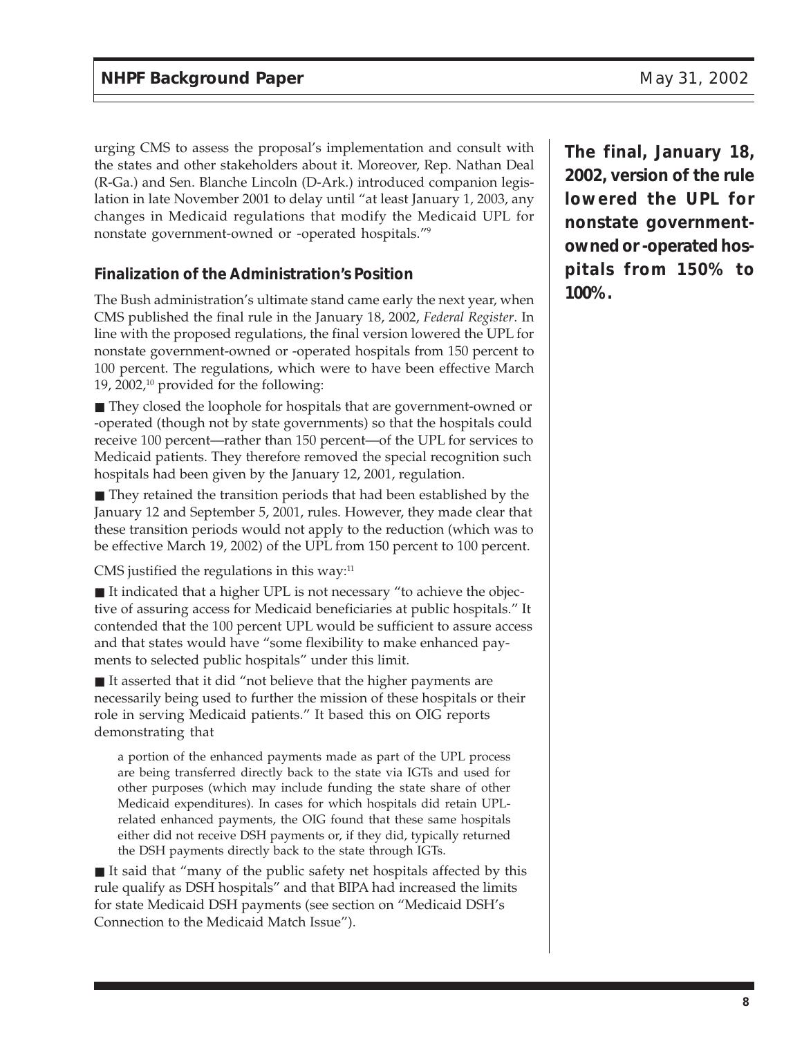urging CMS to assess the proposal's implementation and consult with the states and other stakeholders about it. Moreover, Rep. Nathan Deal (R-Ga.) and Sen. Blanche Lincoln (D-Ark.) introduced companion legislation in late November 2001 to delay until "at least January 1, 2003, any changes in Medicaid regulations that modify the Medicaid UPL for nonstate government-owned or -operated hospitals."[9]

**The final, January 18, 2002, version of the rule lowered the UPL for nonstate government-owned or -operated hospitals from 150% to 100%.**

### Finalization of the Administration's Position

The Bush administration's ultimate stand came early the next year, when CMS published the final rule in the January 18, 2002, *Federal Register*. In line with the proposed regulations, the final version lowered the UPL for nonstate government-owned or -operated hospitals from 150 percent to 100 percent. The regulations, which were to have been effective March 19, 2002,[10] provided for the following:

- They closed the loophole for hospitals that are government-owned or -operated (though not by state governments) so that the hospitals could receive 100 percent—rather than 150 percent—of the UPL for services to Medicaid patients. They therefore removed the special recognition such hospitals had been given by the January 12, 2001, regulation.
- They retained the transition periods that had been established by the January 12 and September 5, 2001, rules. However, they made clear that these transition periods would not apply to the reduction (which was to be effective March 19, 2002) of the UPL from 150 percent to 100 percent.

CMS justified the regulations in this way:[11]

- It indicated that a higher UPL is not necessary "to achieve the objective of assuring access for Medicaid beneficiaries at public hospitals." It contended that the 100 percent UPL would be sufficient to assure access and that states would have "some flexibility to make enhanced payments to selected public hospitals" under this limit.
- It asserted that it did "not believe that the higher payments are necessarily being used to further the mission of these hospitals or their role in serving Medicaid patients." It based this on OIG reports demonstrating that

> a portion of the enhanced payments made as part of the UPL process are being transferred directly back to the state via IGTs and used for other purposes (which may include funding the state share of other Medicaid expenditures). In cases for which hospitals did retain UPL-related enhanced payments, the OIG found that these same hospitals either did not receive DSH payments or, if they did, typically returned the DSH payments directly back to the state through IGTs.

- It said that "many of the public safety net hospitals affected by this rule qualify as DSH hospitals" and that BIPA had increased the limits for state Medicaid DSH payments (see section on "Medicaid DSH's Connection to the Medicaid Match Issue").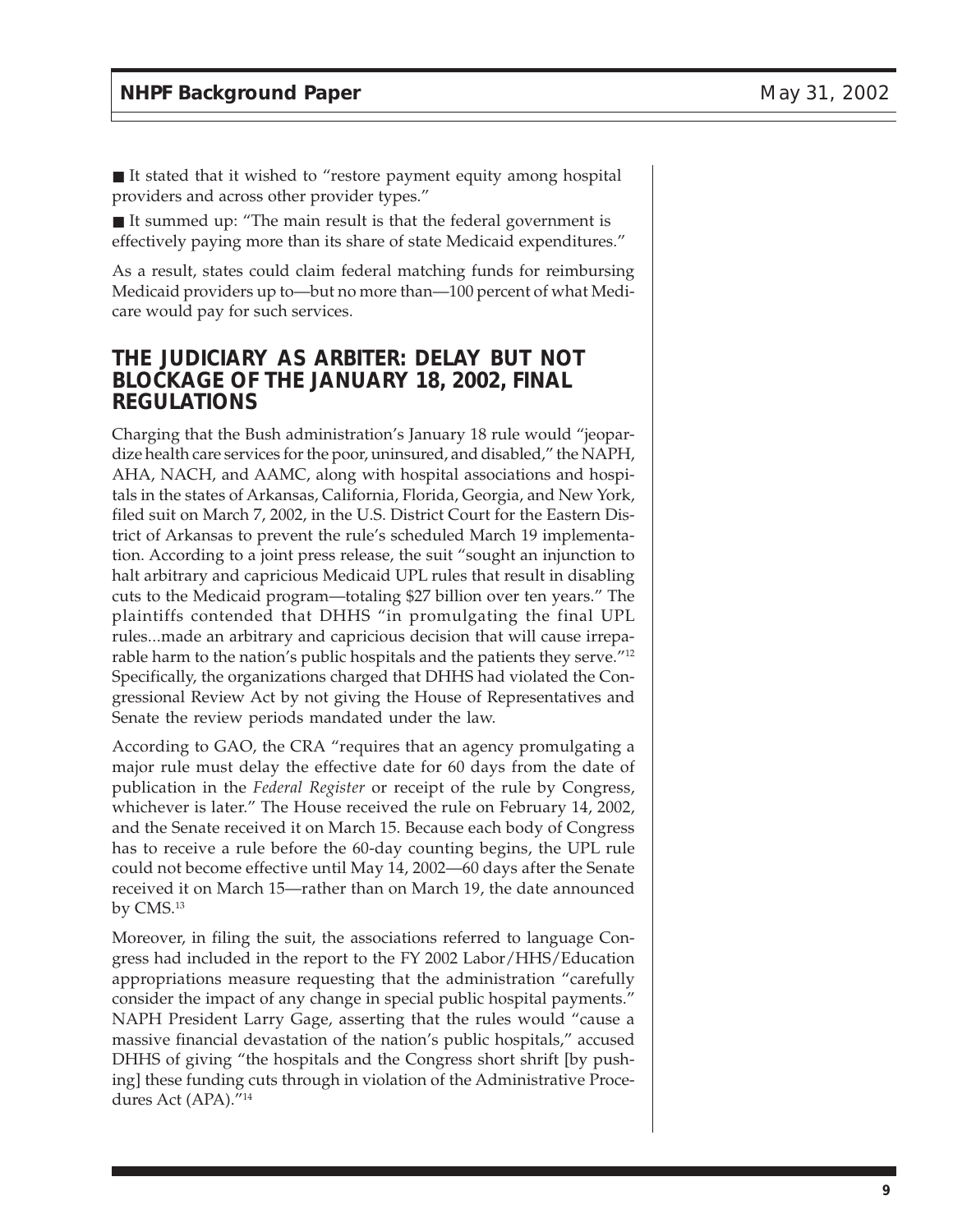■ It stated that it wished to "restore payment equity among hospital providers and across other provider types."

■ It summed up: "The main result is that the federal government is effectively paying more than its share of state Medicaid expenditures."

As a result, states could claim federal matching funds for reimbursing Medicaid providers up to—but no more than—100 percent of what Medicare would pay for such services.

## THE JUDICIARY AS ARBITER: DELAY BUT NOT BLOCKAGE OF THE JANUARY 18, 2002, FINAL REGULATIONS

Charging that the Bush administration's January 18 rule would "jeopardize health care services for the poor, uninsured, and disabled," the NAPH, AHA, NACH, and AAMC, along with hospital associations and hospitals in the states of Arkansas, California, Florida, Georgia, and New York, filed suit on March 7, 2002, in the U.S. District Court for the Eastern District of Arkansas to prevent the rule's scheduled March 19 implementation. According to a joint press release, the suit "sought an injunction to halt arbitrary and capricious Medicaid UPL rules that result in disabling cuts to the Medicaid program—totaling $27 billion over ten years." The plaintiffs contended that DHHS "in promulgating the final UPL rules...made an arbitrary and capricious decision that will cause irreparable harm to the nation's public hospitals and the patients they serve."[12] Specifically, the organizations charged that DHHS had violated the Congressional Review Act by not giving the House of Representatives and Senate the review periods mandated under the law.

According to GAO, the CRA "requires that an agency promulgating a major rule must delay the effective date for 60 days from the date of publication in the *Federal Register* or receipt of the rule by Congress, whichever is later." The House received the rule on February 14, 2002, and the Senate received it on March 15. Because each body of Congress has to receive a rule before the 60-day counting begins, the UPL rule could not become effective until May 14, 2002—60 days after the Senate received it on March 15—rather than on March 19, the date announced by CMS.[13]

Moreover, in filing the suit, the associations referred to language Congress had included in the report to the FY 2002 Labor/HHS/Education appropriations measure requesting that the administration "carefully consider the impact of any change in special public hospital payments." NAPH President Larry Gage, asserting that the rules would "cause a massive financial devastation of the nation's public hospitals," accused DHHS of giving "the hospitals and the Congress short shrift [by pushing] these funding cuts through in violation of the Administrative Procedures Act (APA)."[14]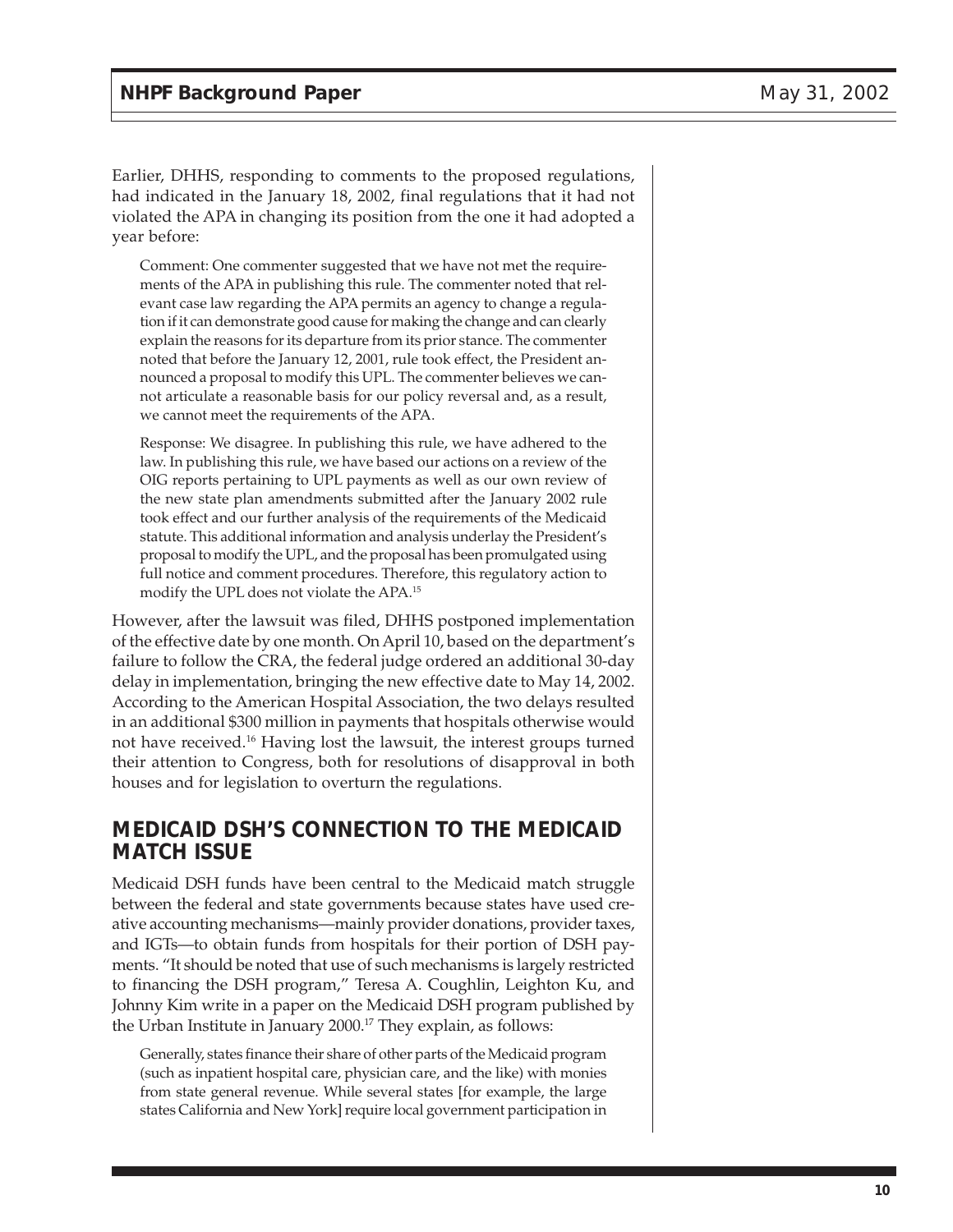Earlier, DHHS, responding to comments to the proposed regulations, had indicated in the January 18, 2002, final regulations that it had not violated the APA in changing its position from the one it had adopted a year before:

> Comment: One commenter suggested that we have not met the requirements of the APA in publishing this rule. The commenter noted that relevant case law regarding the APA permits an agency to change a regulation if it can demonstrate good cause for making the change and can clearly explain the reasons for its departure from its prior stance. The commenter noted that before the January 12, 2001, rule took effect, the President announced a proposal to modify this UPL. The commenter believes we cannot articulate a reasonable basis for our policy reversal and, as a result, we cannot meet the requirements of the APA.
>
> Response: We disagree. In publishing this rule, we have adhered to the law. In publishing this rule, we have based our actions on a review of the OIG reports pertaining to UPL payments as well as our own review of the new state plan amendments submitted after the January 2002 rule took effect and our further analysis of the requirements of the Medicaid statute. This additional information and analysis underlay the President's proposal to modify the UPL, and the proposal has been promulgated using full notice and comment procedures. Therefore, this regulatory action to modify the UPL does not violate the APA.[15]

However, after the lawsuit was filed, DHHS postponed implementation of the effective date by one month. On April 10, based on the department's failure to follow the CRA, the federal judge ordered an additional 30-day delay in implementation, bringing the new effective date to May 14, 2002. According to the American Hospital Association, the two delays resulted in an additional $300 million in payments that hospitals otherwise would not have received.[16] Having lost the lawsuit, the interest groups turned their attention to Congress, both for resolutions of disapproval in both houses and for legislation to overturn the regulations.

## MEDICAID DSH'S CONNECTION TO THE MEDICAID MATCH ISSUE

Medicaid DSH funds have been central to the Medicaid match struggle between the federal and state governments because states have used creative accounting mechanisms—mainly provider donations, provider taxes, and IGTs—to obtain funds from hospitals for their portion of DSH payments. "It should be noted that use of such mechanisms is largely restricted to financing the DSH program," Teresa A. Coughlin, Leighton Ku, and Johnny Kim write in a paper on the Medicaid DSH program published by the Urban Institute in January 2000.[17] They explain, as follows:

> Generally, states finance their share of other parts of the Medicaid program (such as inpatient hospital care, physician care, and the like) with monies from state general revenue. While several states [for example, the large states California and New York] require local government participation in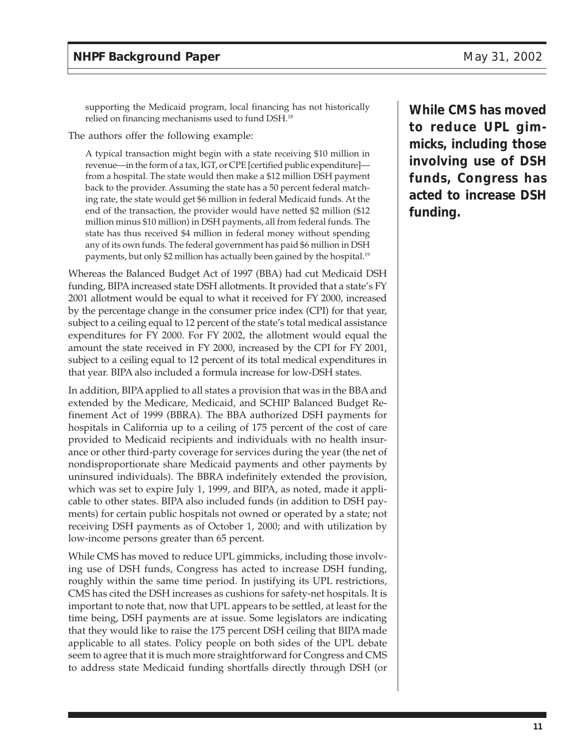> supporting the Medicaid program, local financing has not historically relied on financing mechanisms used to fund DSH.[18]

The authors offer the following example:

> A typical transaction might begin with a state receiving $10 million in revenue—in the form of a tax, IGT, or CPE [certified public expenditure]—from a hospital. The state would then make a $12 million DSH payment back to the provider. Assuming the state has a 50 percent federal matching rate, the state would get $6 million in federal Medicaid funds. At the end of the transaction, the provider would have netted $2 million ($12 million minus $10 million) in DSH payments, all from federal funds. The state has thus received $4 million in federal money without spending any of its own funds. The federal government has paid $6 million in DSH payments, but only $2 million has actually been gained by the hospital.[19]

Whereas the Balanced Budget Act of 1997 (BBA) had cut Medicaid DSH funding, BIPA increased state DSH allotments. It provided that a state's FY 2001 allotment would be equal to what it received for FY 2000, increased by the percentage change in the consumer price index (CPI) for that year, subject to a ceiling equal to 12 percent of the state's total medical assistance expenditures for FY 2000. For FY 2002, the allotment would equal the amount the state received in FY 2000, increased by the CPI for FY 2001, subject to a ceiling equal to 12 percent of its total medical expenditures in that year. BIPA also included a formula increase for low-DSH states.

In addition, BIPA applied to all states a provision that was in the BBA and extended by the Medicare, Medicaid, and SCHIP Balanced Budget Refinement Act of 1999 (BBRA). The BBA authorized DSH payments for hospitals in California up to a ceiling of 175 percent of the cost of care provided to Medicaid recipients and individuals with no health insurance or other third-party coverage for services during the year (the net of nondisproportionate share Medicaid payments and other payments by uninsured individuals). The BBRA indefinitely extended the provision, which was set to expire July 1, 1999, and BIPA, as noted, made it applicable to other states. BIPA also included funds (in addition to DSH payments) for certain public hospitals not owned or operated by a state; not receiving DSH payments as of October 1, 2000; and with utilization by low-income persons greater than 65 percent.

**While CMS has moved to reduce UPL gimmicks, including those involving use of DSH funds, Congress has acted to increase DSH funding.**

While CMS has moved to reduce UPL gimmicks, including those involving use of DSH funds, Congress has acted to increase DSH funding, roughly within the same time period. In justifying its UPL restrictions, CMS has cited the DSH increases as cushions for safety-net hospitals. It is important to note that, now that UPL appears to be settled, at least for the time being, DSH payments are at issue. Some legislators are indicating that they would like to raise the 175 percent DSH ceiling that BIPA made applicable to all states. Policy people on both sides of the UPL debate seem to agree that it is much more straightforward for Congress and CMS to address state Medicaid funding shortfalls directly through DSH (or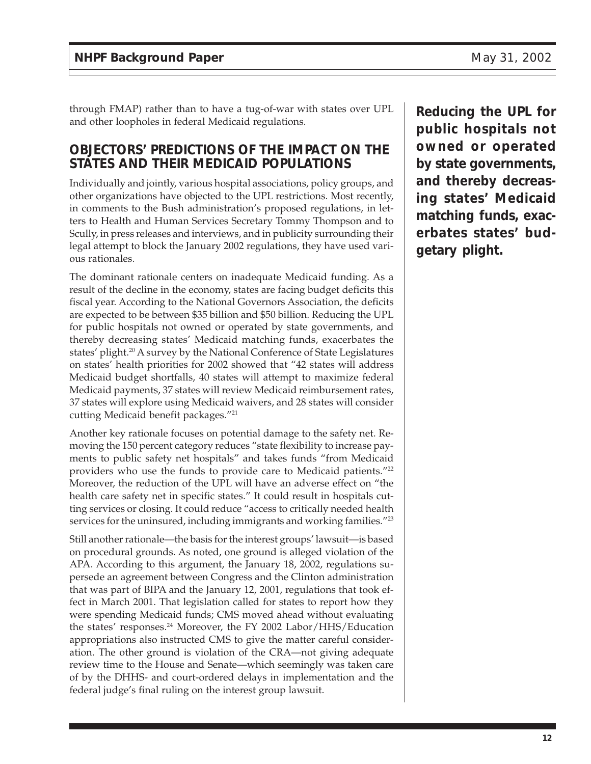through FMAP) rather than to have a tug-of-war with states over UPL and other loopholes in federal Medicaid regulations.

## OBJECTORS' PREDICTIONS OF THE IMPACT ON THE STATES AND THEIR MEDICAID POPULATIONS

Individually and jointly, various hospital associations, policy groups, and other organizations have objected to the UPL restrictions. Most recently, in comments to the Bush administration's proposed regulations, in letters to Health and Human Services Secretary Tommy Thompson and to Scully, in press releases and interviews, and in publicity surrounding their legal attempt to block the January 2002 regulations, they have used various rationales.

The dominant rationale centers on inadequate Medicaid funding. As a result of the decline in the economy, states are facing budget deficits this fiscal year. According to the National Governors Association, the deficits are expected to be between \$35 billion and \$50 billion. Reducing the UPL for public hospitals not owned or operated by state governments, and thereby decreasing states' Medicaid matching funds, exacerbates the states' plight.[20] A survey by the National Conference of State Legislatures on states' health priorities for 2002 showed that "42 states will address Medicaid budget shortfalls, 40 states will attempt to maximize federal Medicaid payments, 37 states will review Medicaid reimbursement rates, 37 states will explore using Medicaid waivers, and 28 states will consider cutting Medicaid benefit packages."[21]

**Reducing the UPL for public hospitals not owned or operated by state governments, and thereby decreasing states' Medicaid matching funds, exacerbates states' budgetary plight.**

Another key rationale focuses on potential damage to the safety net. Removing the 150 percent category reduces "state flexibility to increase payments to public safety net hospitals" and takes funds "from Medicaid providers who use the funds to provide care to Medicaid patients."[22] Moreover, the reduction of the UPL will have an adverse effect on "the health care safety net in specific states." It could result in hospitals cutting services or closing. It could reduce "access to critically needed health services for the uninsured, including immigrants and working families."[23]

Still another rationale—the basis for the interest groups' lawsuit—is based on procedural grounds. As noted, one ground is alleged violation of the APA. According to this argument, the January 18, 2002, regulations supersede an agreement between Congress and the Clinton administration that was part of BIPA and the January 12, 2001, regulations that took effect in March 2001. That legislation called for states to report how they were spending Medicaid funds; CMS moved ahead without evaluating the states' responses.[24] Moreover, the FY 2002 Labor/HHS/Education appropriations also instructed CMS to give the matter careful consideration. The other ground is violation of the CRA—not giving adequate review time to the House and Senate—which seemingly was taken care of by the DHHS- and court-ordered delays in implementation and the federal judge's final ruling on the interest group lawsuit.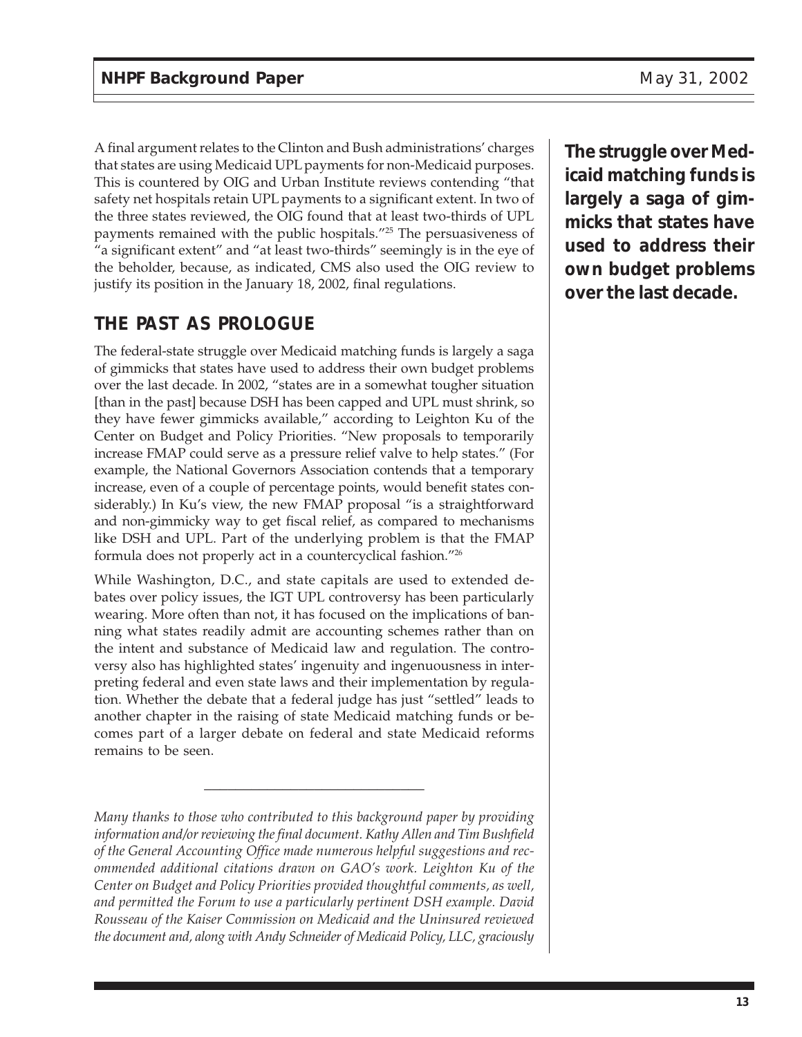A final argument relates to the Clinton and Bush administrations' charges that states are using Medicaid UPL payments for non-Medicaid purposes. This is countered by OIG and Urban Institute reviews contending "that safety net hospitals retain UPL payments to a significant extent. In two of the three states reviewed, the OIG found that at least two-thirds of UPL payments remained with the public hospitals."[25] The persuasiveness of "a significant extent" and "at least two-thirds" seemingly is in the eye of the beholder, because, as indicated, CMS also used the OIG review to justify its position in the January 18, 2002, final regulations.

**The struggle over Medicaid matching funds is largely a saga of gimmicks that states have used to address their own budget problems over the last decade.**

## THE PAST AS PROLOGUE

The federal-state struggle over Medicaid matching funds is largely a saga of gimmicks that states have used to address their own budget problems over the last decade. In 2002, "states are in a somewhat tougher situation [than in the past] because DSH has been capped and UPL must shrink, so they have fewer gimmicks available," according to Leighton Ku of the Center on Budget and Policy Priorities. "New proposals to temporarily increase FMAP could serve as a pressure relief valve to help states." (For example, the National Governors Association contends that a temporary increase, even of a couple of percentage points, would benefit states considerably.) In Ku's view, the new FMAP proposal "is a straightforward and non-gimmicky way to get fiscal relief, as compared to mechanisms like DSH and UPL. Part of the underlying problem is that the FMAP formula does not properly act in a countercyclical fashion."[26]

While Washington, D.C., and state capitals are used to extended debates over policy issues, the IGT UPL controversy has been particularly wearing. More often than not, it has focused on the implications of banning what states readily admit are accounting schemes rather than on the intent and substance of Medicaid law and regulation. The controversy also has highlighted states' ingenuity and ingenuousness in interpreting federal and even state laws and their implementation by regulation. Whether the debate that a federal judge has just "settled" leads to another chapter in the raising of state Medicaid matching funds or becomes part of a larger debate on federal and state Medicaid reforms remains to be seen.

---

*Many thanks to those who contributed to this background paper by providing information and/or reviewing the final document. Kathy Allen and Tim Bushfield of the General Accounting Office made numerous helpful suggestions and recommended additional citations drawn on GAO's work. Leighton Ku of the Center on Budget and Policy Priorities provided thoughtful comments, as well, and permitted the Forum to use a particularly pertinent DSH example. David Rousseau of the Kaiser Commission on Medicaid and the Uninsured reviewed the document and, along with Andy Schneider of Medicaid Policy, LLC, graciously*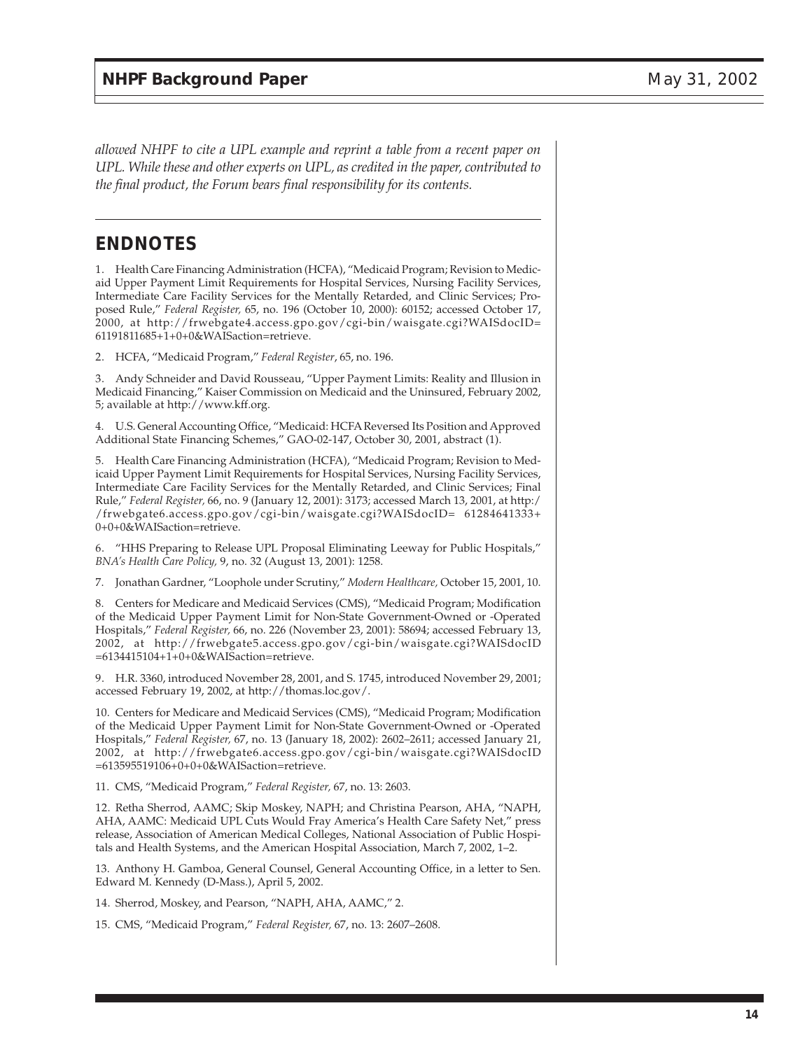*allowed NHPF to cite a UPL example and reprint a table from a recent paper on UPL. While these and other experts on UPL, as credited in the paper, contributed to the final product, the Forum bears final responsibility for its contents.*

## ENDNOTES

1. Health Care Financing Administration (HCFA), "Medicaid Program; Revision to Medicaid Upper Payment Limit Requirements for Hospital Services, Nursing Facility Services, Intermediate Care Facility Services for the Mentally Retarded, and Clinic Services; Proposed Rule," *Federal Register,* 65, no. 196 (October 10, 2000): 60152; accessed October 17, 2000, at http://frwebgate4.access.gpo.gov/cgi-bin/waisgate.cgi?WAISdocID=61191811685+1+0+0&WAISaction=retrieve.

2. HCFA, "Medicaid Program," *Federal Register*, 65, no. 196.

3. Andy Schneider and David Rousseau, "Upper Payment Limits: Reality and Illusion in Medicaid Financing," Kaiser Commission on Medicaid and the Uninsured, February 2002, 5; available at http://www.kff.org.

4. U.S. General Accounting Office, "Medicaid: HCFA Reversed Its Position and Approved Additional State Financing Schemes," GAO-02-147, October 30, 2001, abstract (1).

5. Health Care Financing Administration (HCFA), "Medicaid Program; Revision to Medicaid Upper Payment Limit Requirements for Hospital Services, Nursing Facility Services, Intermediate Care Facility Services for the Mentally Retarded, and Clinic Services; Final Rule," *Federal Register,* 66, no. 9 (January 12, 2001): 3173; accessed March 13, 2001, at http://frwebgate6.access.gpo.gov/cgi-bin/waisgate.cgi?WAISdocID= 61284641333+0+0+0&WAISaction=retrieve.

6. "HHS Preparing to Release UPL Proposal Eliminating Leeway for Public Hospitals," *BNA's Health Care Policy,* 9, no. 32 (August 13, 2001): 1258.

7. Jonathan Gardner, "Loophole under Scrutiny," *Modern Healthcare,* October 15, 2001, 10.

8. Centers for Medicare and Medicaid Services (CMS), "Medicaid Program; Modification of the Medicaid Upper Payment Limit for Non-State Government-Owned or -Operated Hospitals," *Federal Register,* 66, no. 226 (November 23, 2001): 58694; accessed February 13, 2002, at http://frwebgate5.access.gpo.gov/cgi-bin/waisgate.cgi?WAISdocID=6134415104+1+0+0&WAISaction=retrieve.

9. H.R. 3360, introduced November 28, 2001, and S. 1745, introduced November 29, 2001; accessed February 19, 2002, at http://thomas.loc.gov/.

10. Centers for Medicare and Medicaid Services (CMS), "Medicaid Program; Modification of the Medicaid Upper Payment Limit for Non-State Government-Owned or -Operated Hospitals," *Federal Register,* 67, no. 13 (January 18, 2002): 2602–2611; accessed January 21, 2002, at http://frwebgate6.access.gpo.gov/cgi-bin/waisgate.cgi?WAISdocID=613595519106+0+0+0&WAISaction=retrieve.

11. CMS, "Medicaid Program," *Federal Register,* 67, no. 13: 2603.

12. Retha Sherrod, AAMC; Skip Moskey, NAPH; and Christina Pearson, AHA, "NAPH, AHA, AAMC: Medicaid UPL Cuts Would Fray America's Health Care Safety Net," press release, Association of American Medical Colleges, National Association of Public Hospitals and Health Systems, and the American Hospital Association, March 7, 2002, 1–2.

13. Anthony H. Gamboa, General Counsel, General Accounting Office, in a letter to Sen. Edward M. Kennedy (D-Mass.), April 5, 2002.

14. Sherrod, Moskey, and Pearson, "NAPH, AHA, AAMC," 2.

15. CMS, "Medicaid Program," *Federal Register,* 67, no. 13: 2607–2608.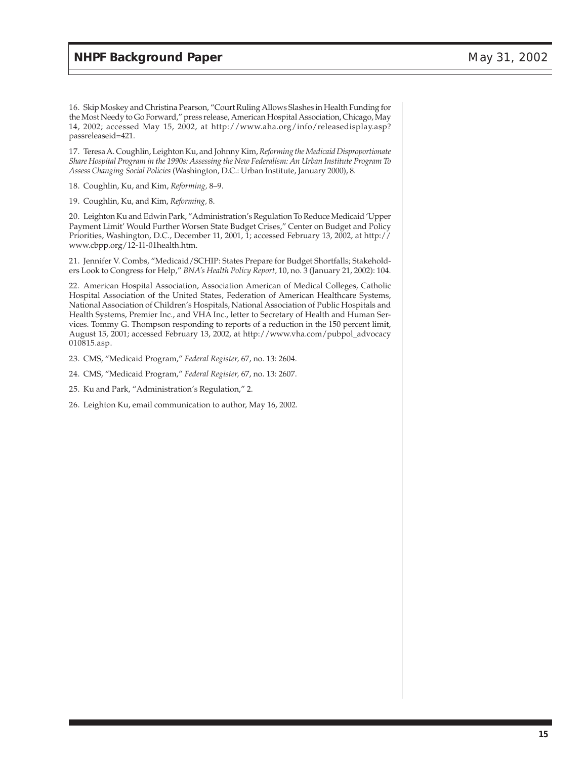16. Skip Moskey and Christina Pearson, "Court Ruling Allows Slashes in Health Funding for the Most Needy to Go Forward," press release, American Hospital Association, Chicago, May 14, 2002; accessed May 15, 2002, at http://www.aha.org/info/releasedisplay.asp?passreleaseid=421.

17. Teresa A. Coughlin, Leighton Ku, and Johnny Kim, *Reforming the Medicaid Disproportionate Share Hospital Program in the 1990s: Assessing the New Federalism: An Urban Institute Program To Assess Changing Social Policies* (Washington, D.C.: Urban Institute, January 2000), 8.

18. Coughlin, Ku, and Kim, *Reforming,* 8–9.

19. Coughlin, Ku, and Kim, *Reforming,* 8.

20. Leighton Ku and Edwin Park, "Administration's Regulation To Reduce Medicaid 'Upper Payment Limit' Would Further Worsen State Budget Crises," Center on Budget and Policy Priorities, Washington, D.C., December 11, 2001, 1; accessed February 13, 2002, at http://www.cbpp.org/12-11-01health.htm.

21. Jennifer V. Combs, "Medicaid/SCHIP: States Prepare for Budget Shortfalls; Stakeholders Look to Congress for Help," *BNA's Health Policy Report,* 10, no. 3 (January 21, 2002): 104.

22. American Hospital Association, Association American of Medical Colleges, Catholic Hospital Association of the United States, Federation of American Healthcare Systems, National Association of Children's Hospitals, National Association of Public Hospitals and Health Systems, Premier Inc., and VHA Inc., letter to Secretary of Health and Human Services. Tommy G. Thompson responding to reports of a reduction in the 150 percent limit, August 15, 2001; accessed February 13, 2002, at http://www.vha.com/pubpol_advocacy 010815.asp.

23. CMS, "Medicaid Program," *Federal Register,* 67, no. 13: 2604.

24. CMS, "Medicaid Program," *Federal Register,* 67, no. 13: 2607.

25. Ku and Park, "Administration's Regulation," 2.

26. Leighton Ku, email communication to author, May 16, 2002.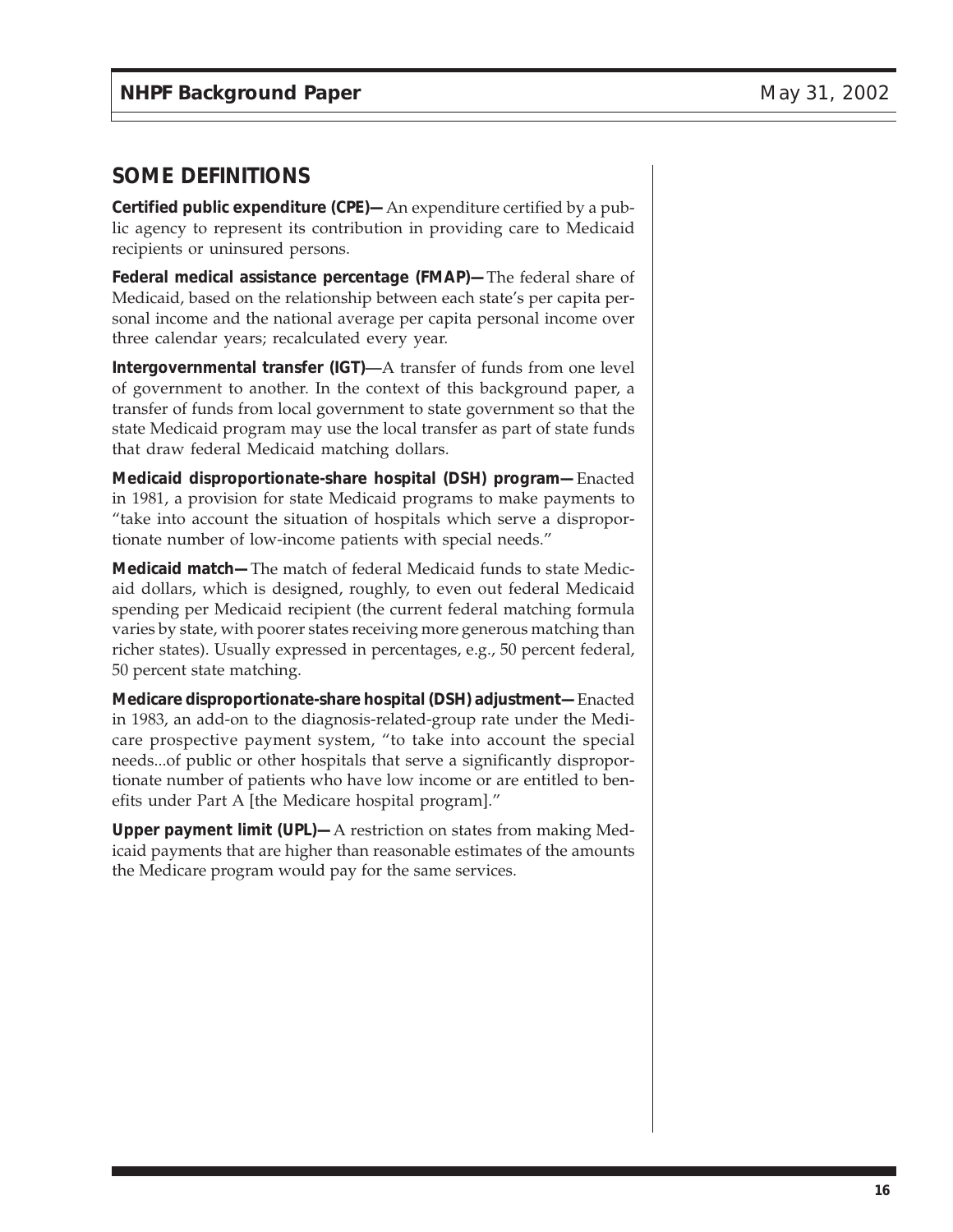## SOME DEFINITIONS

**Certified public expenditure (CPE)—** An expenditure certified by a public agency to represent its contribution in providing care to Medicaid recipients or uninsured persons.

**Federal medical assistance percentage (FMAP)—** The federal share of Medicaid, based on the relationship between each state's per capita personal income and the national average per capita personal income over three calendar years; recalculated every year.

**Intergovernmental transfer (IGT)—**A transfer of funds from one level of government to another. In the context of this background paper, a transfer of funds from local government to state government so that the state Medicaid program may use the local transfer as part of state funds that draw federal Medicaid matching dollars.

**Medicaid disproportionate-share hospital (DSH) program—** Enacted in 1981, a provision for state Medicaid programs to make payments to "take into account the situation of hospitals which serve a disproportionate number of low-income patients with special needs."

**Medicaid match—** The match of federal Medicaid funds to state Medicaid dollars, which is designed, roughly, to even out federal Medicaid spending per Medicaid recipient (the current federal matching formula varies by state, with poorer states receiving more generous matching than richer states). Usually expressed in percentages, e.g., 50 percent federal, 50 percent state matching.

**Medicare disproportionate-share hospital (DSH) adjustment—** Enacted in 1983, an add-on to the diagnosis-related-group rate under the Medicare prospective payment system, "to take into account the special needs...of public or other hospitals that serve a significantly disproportionate number of patients who have low income or are entitled to benefits under Part A [the Medicare hospital program]."

**Upper payment limit (UPL)—** A restriction on states from making Medicaid payments that are higher than reasonable estimates of the amounts the Medicare program would pay for the same services.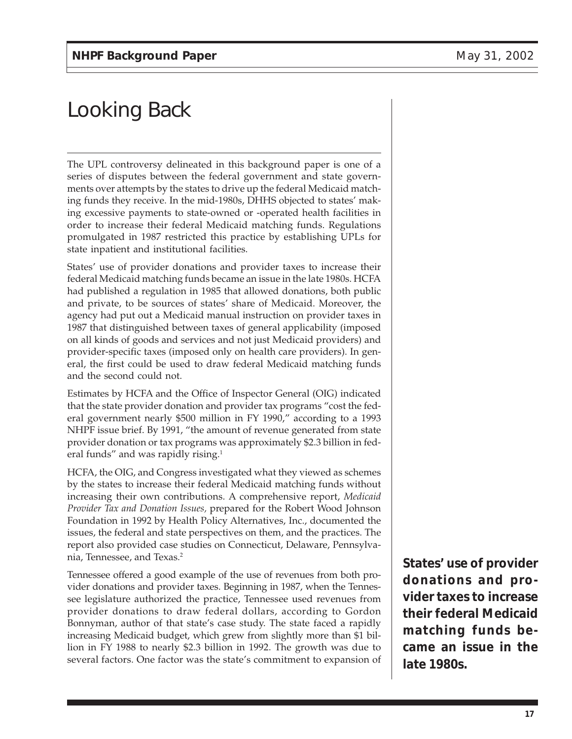# Looking Back

The UPL controversy delineated in this background paper is one of a series of disputes between the federal government and state governments over attempts by the states to drive up the federal Medicaid matching funds they receive. In the mid-1980s, DHHS objected to states' making excessive payments to state-owned or -operated health facilities in order to increase their federal Medicaid matching funds. Regulations promulgated in 1987 restricted this practice by establishing UPLs for state inpatient and institutional facilities.

States' use of provider donations and provider taxes to increase their federal Medicaid matching funds became an issue in the late 1980s. HCFA had published a regulation in 1985 that allowed donations, both public and private, to be sources of states' share of Medicaid. Moreover, the agency had put out a Medicaid manual instruction on provider taxes in 1987 that distinguished between taxes of general applicability (imposed on all kinds of goods and services and not just Medicaid providers) and provider-specific taxes (imposed only on health care providers). In general, the first could be used to draw federal Medicaid matching funds and the second could not.

Estimates by HCFA and the Office of Inspector General (OIG) indicated that the state provider donation and provider tax programs "cost the federal government nearly $500 million in FY 1990," according to a 1993 NHPF issue brief. By 1991, "the amount of revenue generated from state provider donation or tax programs was approximately $2.3 billion in federal funds" and was rapidly rising.[1]

HCFA, the OIG, and Congress investigated what they viewed as schemes by the states to increase their federal Medicaid matching funds without increasing their own contributions. A comprehensive report, *Medicaid Provider Tax and Donation Issues,* prepared for the Robert Wood Johnson Foundation in 1992 by Health Policy Alternatives, Inc., documented the issues, the federal and state perspectives on them, and the practices. The report also provided case studies on Connecticut, Delaware, Pennsylvania, Tennessee, and Texas.[2]

**States' use of provider donations and provider taxes to increase their federal Medicaid matching funds became an issue in the late 1980s.**

Tennessee offered a good example of the use of revenues from both provider donations and provider taxes. Beginning in 1987, when the Tennessee legislature authorized the practice, Tennessee used revenues from provider donations to draw federal dollars, according to Gordon Bonnyman, author of that state's case study. The state faced a rapidly increasing Medicaid budget, which grew from slightly more than $1 billion in FY 1988 to nearly $2.3 billion in 1992. The growth was due to several factors. One factor was the state's commitment to expansion of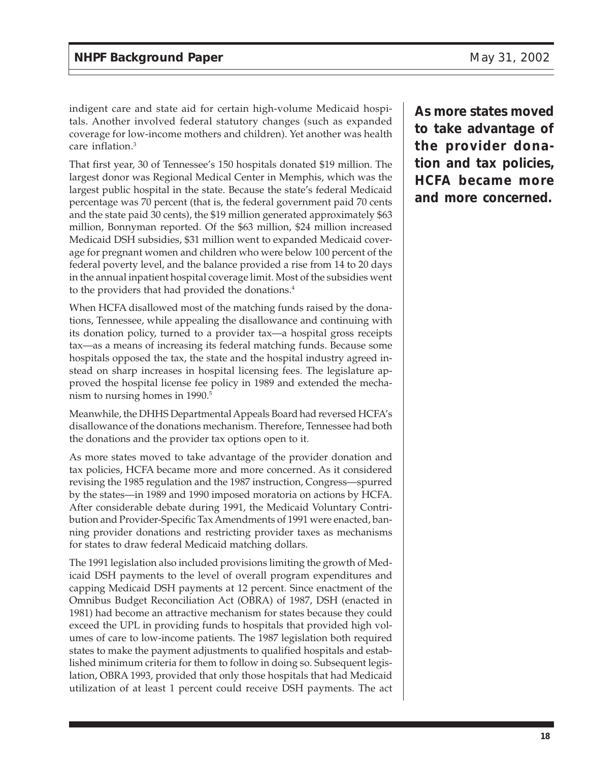indigent care and state aid for certain high-volume Medicaid hospitals. Another involved federal statutory changes (such as expanded coverage for low-income mothers and children). Yet another was health care inflation.[3]

That first year, 30 of Tennessee's 150 hospitals donated $19 million. The largest donor was Regional Medical Center in Memphis, which was the largest public hospital in the state. Because the state's federal Medicaid percentage was 70 percent (that is, the federal government paid 70 cents and the state paid 30 cents), the $19 million generated approximately $63 million, Bonnyman reported. Of the $63 million, $24 million increased Medicaid DSH subsidies, $31 million went to expanded Medicaid coverage for pregnant women and children who were below 100 percent of the federal poverty level, and the balance provided a rise from 14 to 20 days in the annual inpatient hospital coverage limit. Most of the subsidies went to the providers that had provided the donations.[4]

When HCFA disallowed most of the matching funds raised by the donations, Tennessee, while appealing the disallowance and continuing with its donation policy, turned to a provider tax—a hospital gross receipts tax—as a means of increasing its federal matching funds. Because some hospitals opposed the tax, the state and the hospital industry agreed instead on sharp increases in hospital licensing fees. The legislature approved the hospital license fee policy in 1989 and extended the mechanism to nursing homes in 1990.[5]

Meanwhile, the DHHS Departmental Appeals Board had reversed HCFA's disallowance of the donations mechanism. Therefore, Tennessee had both the donations and the provider tax options open to it.

**As more states moved to take advantage of the provider donation and tax policies, HCFA became more and more concerned.**

As more states moved to take advantage of the provider donation and tax policies, HCFA became more and more concerned. As it considered revising the 1985 regulation and the 1987 instruction, Congress—spurred by the states—in 1989 and 1990 imposed moratoria on actions by HCFA. After considerable debate during 1991, the Medicaid Voluntary Contribution and Provider-Specific Tax Amendments of 1991 were enacted, banning provider donations and restricting provider taxes as mechanisms for states to draw federal Medicaid matching dollars.

The 1991 legislation also included provisions limiting the growth of Medicaid DSH payments to the level of overall program expenditures and capping Medicaid DSH payments at 12 percent. Since enactment of the Omnibus Budget Reconciliation Act (OBRA) of 1987, DSH (enacted in 1981) had become an attractive mechanism for states because they could exceed the UPL in providing funds to hospitals that provided high volumes of care to low-income patients. The 1987 legislation both required states to make the payment adjustments to qualified hospitals and established minimum criteria for them to follow in doing so. Subsequent legislation, OBRA 1993, provided that only those hospitals that had Medicaid utilization of at least 1 percent could receive DSH payments. The act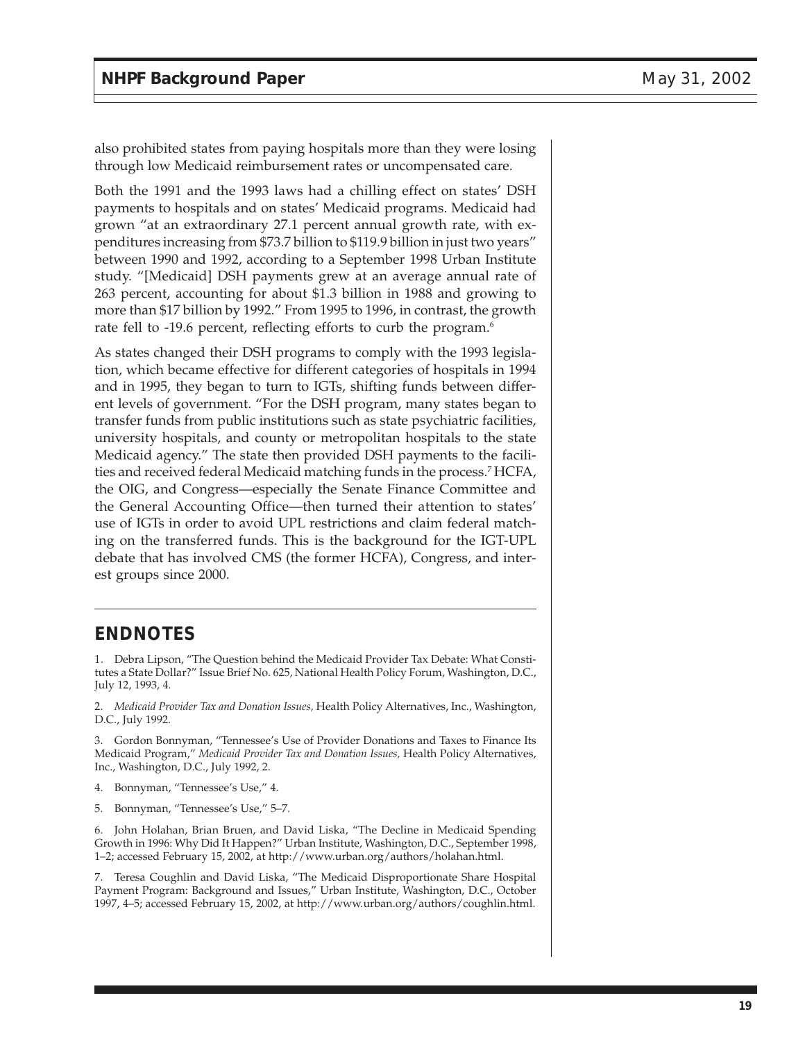also prohibited states from paying hospitals more than they were losing through low Medicaid reimbursement rates or uncompensated care.

Both the 1991 and the 1993 laws had a chilling effect on states' DSH payments to hospitals and on states' Medicaid programs. Medicaid had grown "at an extraordinary 27.1 percent annual growth rate, with expenditures increasing from $73.7 billion to $119.9 billion in just two years" between 1990 and 1992, according to a September 1998 Urban Institute study. "[Medicaid] DSH payments grew at an average annual rate of 263 percent, accounting for about $1.3 billion in 1988 and growing to more than $17 billion by 1992." From 1995 to 1996, in contrast, the growth rate fell to -19.6 percent, reflecting efforts to curb the program.[6]

As states changed their DSH programs to comply with the 1993 legislation, which became effective for different categories of hospitals in 1994 and in 1995, they began to turn to IGTs, shifting funds between different levels of government. "For the DSH program, many states began to transfer funds from public institutions such as state psychiatric facilities, university hospitals, and county or metropolitan hospitals to the state Medicaid agency." The state then provided DSH payments to the facilities and received federal Medicaid matching funds in the process.[7] HCFA, the OIG, and Congress—especially the Senate Finance Committee and the General Accounting Office—then turned their attention to states' use of IGTs in order to avoid UPL restrictions and claim federal matching on the transferred funds. This is the background for the IGT-UPL debate that has involved CMS (the former HCFA), Congress, and interest groups since 2000.

## ENDNOTES

1. Debra Lipson, "The Question behind the Medicaid Provider Tax Debate: What Constitutes a State Dollar?" Issue Brief No. 625, National Health Policy Forum, Washington, D.C., July 12, 1993, 4.

2. *Medicaid Provider Tax and Donation Issues,* Health Policy Alternatives, Inc., Washington, D.C., July 1992.

3. Gordon Bonnyman, "Tennessee's Use of Provider Donations and Taxes to Finance Its Medicaid Program," *Medicaid Provider Tax and Donation Issues,* Health Policy Alternatives, Inc., Washington, D.C., July 1992, 2.

4. Bonnyman, "Tennessee's Use," 4.

5. Bonnyman, "Tennessee's Use," 5–7.

6. John Holahan, Brian Bruen, and David Liska, "The Decline in Medicaid Spending Growth in 1996: Why Did It Happen?" Urban Institute, Washington, D.C., September 1998, 1–2; accessed February 15, 2002, at http://www.urban.org/authors/holahan.html.

7. Teresa Coughlin and David Liska, "The Medicaid Disproportionate Share Hospital Payment Program: Background and Issues," Urban Institute, Washington, D.C., October 1997, 4–5; accessed February 15, 2002, at http://www.urban.org/authors/coughlin.html.